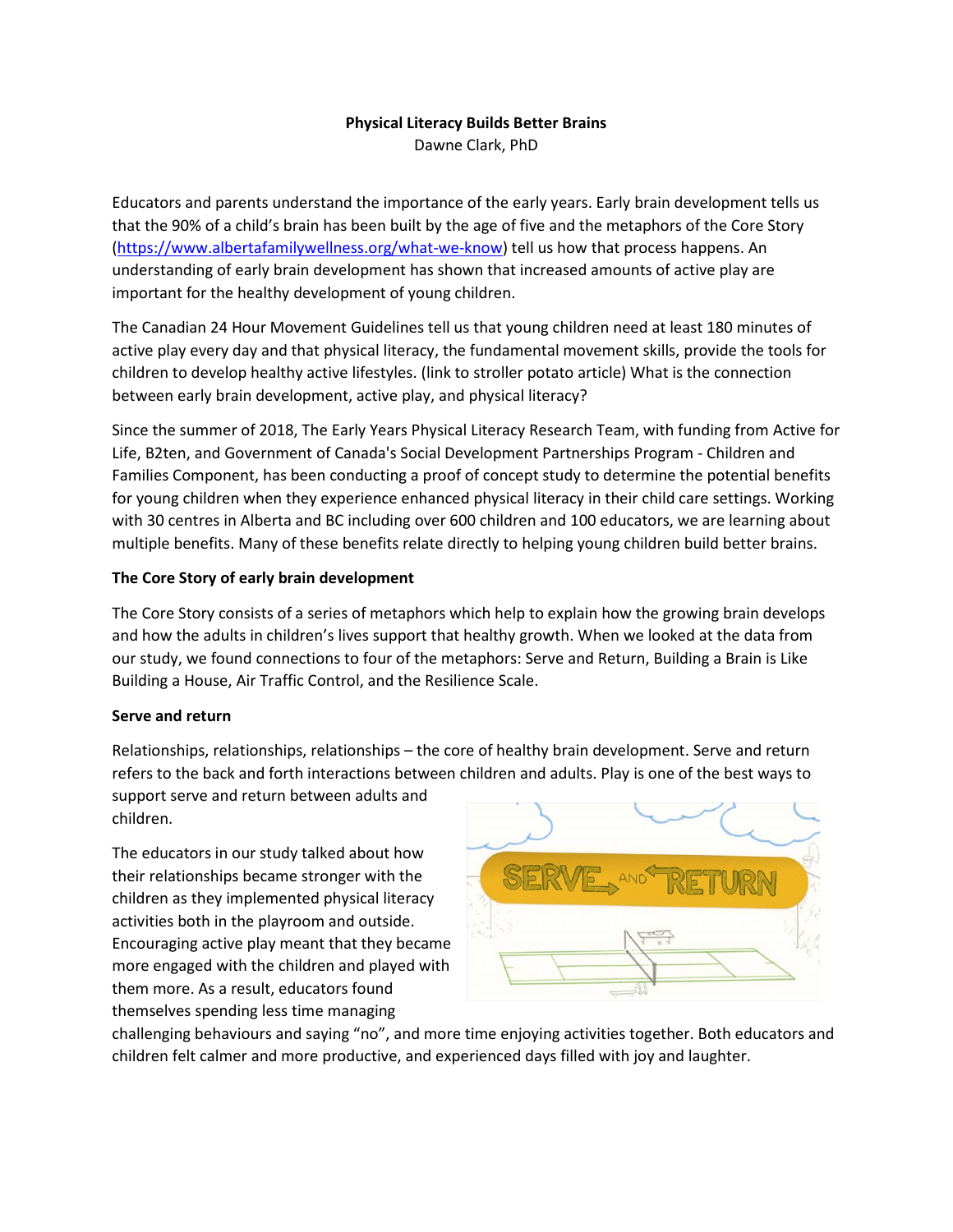**Physical Literacy Builds Better Brains**

Dawne Clark, PhD

Educators and parents understand the importance of the early years. Early brain development tells us that the 90% of a child's brain has been built by the age of five and the metaphors of the Core Story (https://www.albertafamilywellness.org/what-we-know) tell us how that process happens. An understanding of early brain development has shown that increased amounts of active play are important for the healthy development of young children.

The Canadian 24 Hour Movement Guidelines tell us that young children need at least 180 minutes of active play every day and that physical literacy, the fundamental movement skills, provide the tools for children to develop healthy active lifestyles. (link to stroller potato article) What is the connection between early brain development, active play, and physical literacy?

Since the summer of 2018, The Early Years Physical Literacy Research Team, with funding from Active for Life, B2ten, and Government of Canada's Social Development Partnerships Program - Children and Families Component, has been conducting a proof of concept study to determine the potential benefits for young children when they experience enhanced physical literacy in their child care settings. Working with 30 centres in Alberta and BC including over 600 children and 100 educators, we are learning about multiple benefits. Many of these benefits relate directly to helping young children build better brains.

**The Core Story of early brain development**

The Core Story consists of a series of metaphors which help to explain how the growing brain develops and how the adults in children's lives support that healthy growth. When we looked at the data from our study, we found connections to four of the metaphors: Serve and Return, Building a Brain is Like Building a House, Air Traffic Control, and the Resilience Scale.

**Serve and return**

Relationships, relationships, relationships – the core of healthy brain development. Serve and return refers to the back and forth interactions between children and adults. Play is one of the best ways to support serve and return between adults and children.

The educators in our study talked about how their relationships became stronger with the children as they implemented physical literacy activities both in the playroom and outside. Encouraging active play meant that they became more engaged with the children and played with them more. As a result, educators found themselves spending less time managing challenging behaviours and saying "no", and more time enjoying activities together. Both educators and children felt calmer and more productive, and experienced days filled with joy and laughter.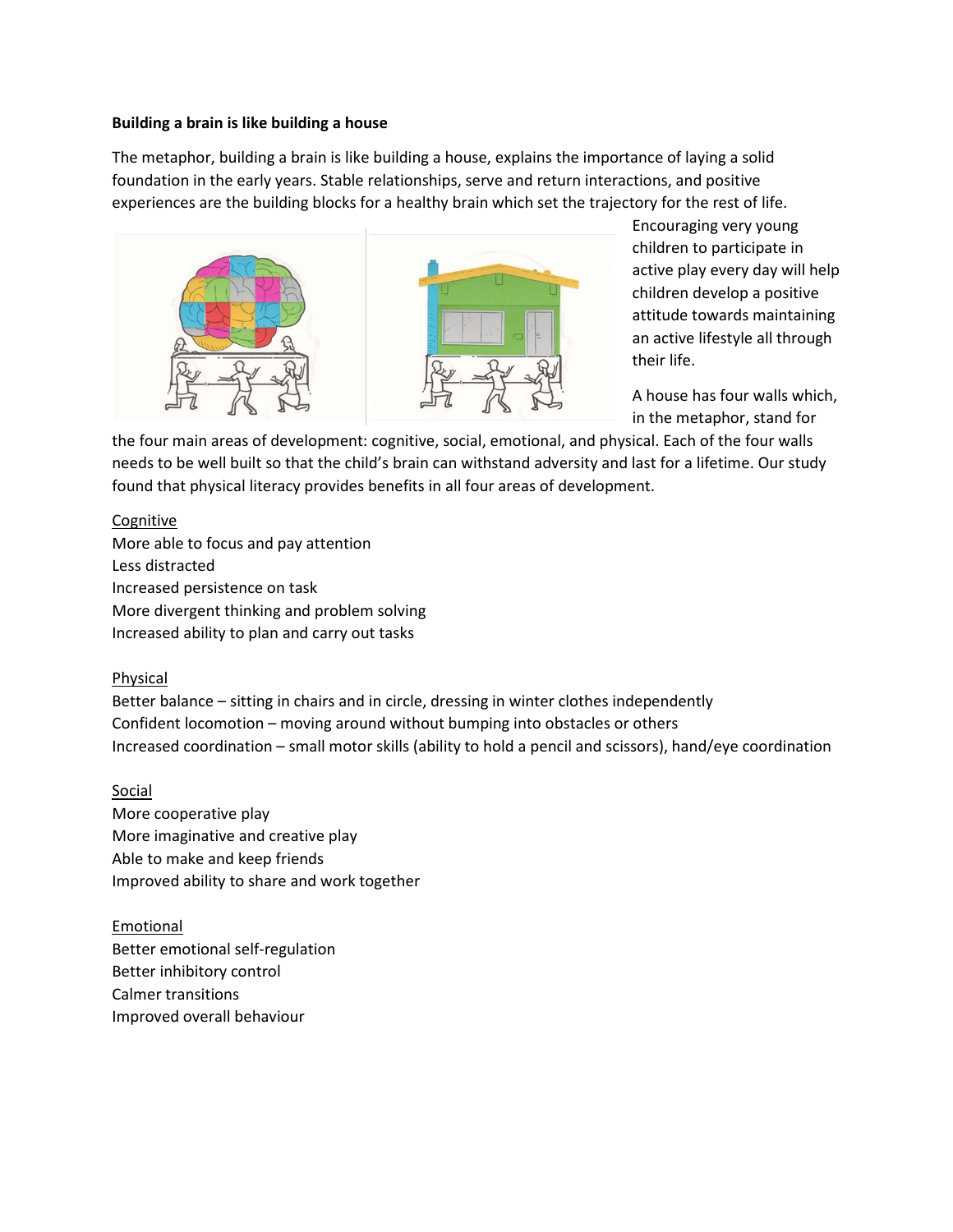**Building a brain is like building a house**

The metaphor, building a brain is like building a house, explains the importance of laying a solid foundation in the early years. Stable relationships, serve and return interactions, and positive experiences are the building blocks for a healthy brain which set the trajectory for the rest of life.

Encouraging very young children to participate in active play every day will help children develop a positive attitude towards maintaining an active lifestyle all through their life.

A house has four walls which, in the metaphor, stand for the four main areas of development: cognitive, social, emotional, and physical. Each of the four walls needs to be well built so that the child's brain can withstand adversity and last for a lifetime. Our study found that physical literacy provides benefits in all four areas of development.

<u>Cognitive</u>

More able to focus and pay attention
Less distracted
Increased persistence on task
More divergent thinking and problem solving
Increased ability to plan and carry out tasks

<u>Physical</u>

Better balance – sitting in chairs and in circle, dressing in winter clothes independently
Confident locomotion – moving around without bumping into obstacles or others
Increased coordination – small motor skills (ability to hold a pencil and scissors), hand/eye coordination

<u>Social</u>

More cooperative play
More imaginative and creative play
Able to make and keep friends
Improved ability to share and work together

<u>Emotional</u>

Better emotional self-regulation
Better inhibitory control
Calmer transitions
Improved overall behaviour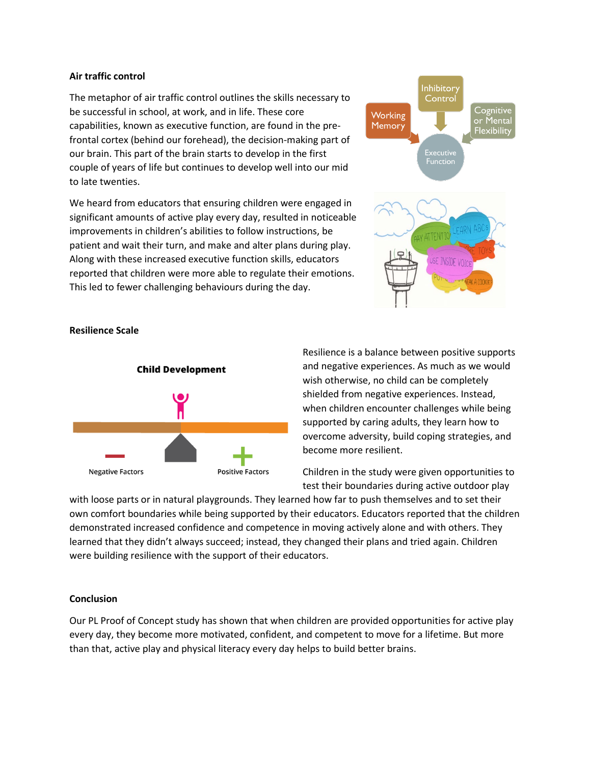**Air traffic control**

The metaphor of air traffic control outlines the skills necessary to be successful in school, at work, and in life. These core capabilities, known as executive function, are found in the pre-frontal cortex (behind our forehead), the decision-making part of our brain. This part of the brain starts to develop in the first couple of years of life but continues to develop well into our mid to late twenties.

Inhibitory Control

Working Memory

Cognitive or Mental Flexibility

Executive Function

We heard from educators that ensuring children were engaged in significant amounts of active play every day, resulted in noticeable improvements in children's abilities to follow instructions, be patient and wait their turn, and make and alter plans during play. Along with these increased executive function skills, educators reported that children were more able to regulate their emotions. This led to fewer challenging behaviours during the day.

**Resilience Scale**

Child Development

Negative Factors

Positive Factors

Resilience is a balance between positive supports and negative experiences. As much as we would wish otherwise, no child can be completely shielded from negative experiences. Instead, when children encounter challenges while being supported by caring adults, they learn how to overcome adversity, build coping strategies, and become more resilient.

Children in the study were given opportunities to test their boundaries during active outdoor play with loose parts or in natural playgrounds. They learned how far to push themselves and to set their own comfort boundaries while being supported by their educators. Educators reported that the children demonstrated increased confidence and competence in moving actively alone and with others. They learned that they didn't always succeed; instead, they changed their plans and tried again. Children were building resilience with the support of their educators.

**Conclusion**

Our PL Proof of Concept study has shown that when children are provided opportunities for active play every day, they become more motivated, confident, and competent to move for a lifetime. But more than that, active play and physical literacy every day helps to build better brains.